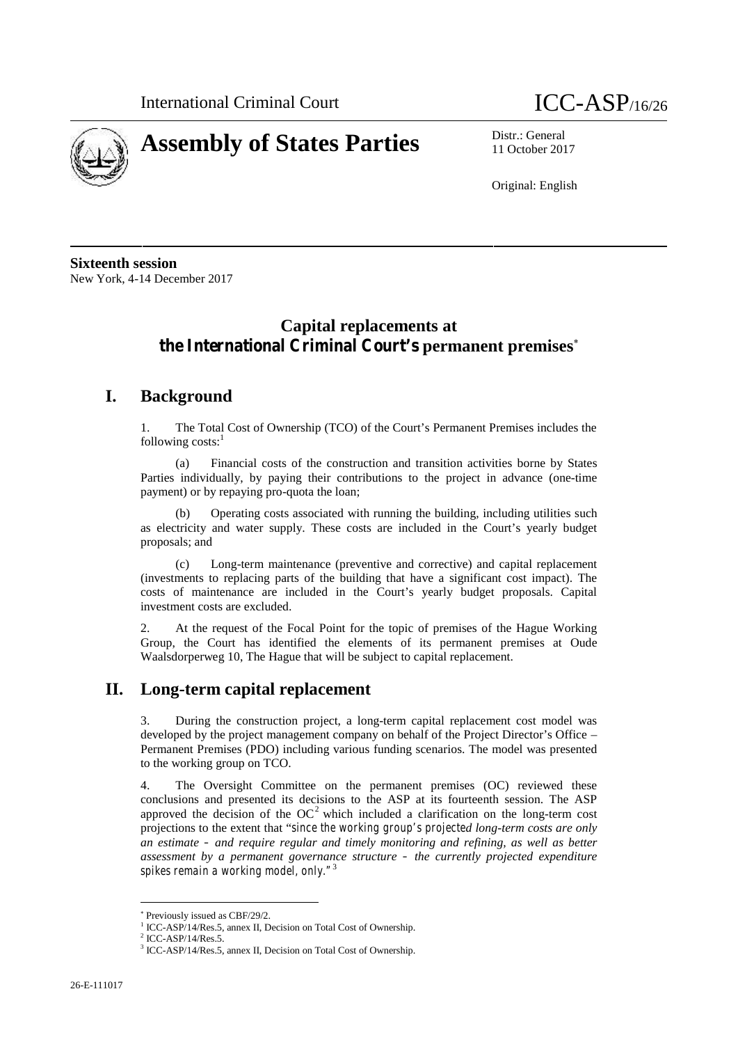International Criminal Court

ICC-ASP/16/26

# Assembly of States Parties

Distr.: General
11 October 2017

Original: English

**Sixteenth session**
New York, 4-14 December 2017

## Capital replacements at the International Criminal Court's permanent premises*

## I. Background

1. The Total Cost of Ownership (TCO) of the Court's Permanent Premises includes the following costs:[1]

(a) Financial costs of the construction and transition activities borne by States Parties individually, by paying their contributions to the project in advance (one-time payment) or by repaying pro-quota the loan;

(b) Operating costs associated with running the building, including utilities such as electricity and water supply. These costs are included in the Court's yearly budget proposals; and

(c) Long-term maintenance (preventive and corrective) and capital replacement (investments to replacing parts of the building that have a significant cost impact). The costs of maintenance are included in the Court's yearly budget proposals. Capital investment costs are excluded.

2. At the request of the Focal Point for the topic of premises of the Hague Working Group, the Court has identified the elements of its permanent premises at Oude Waalsdorperweg 10, The Hague that will be subject to capital replacement.

## II. Long-term capital replacement

3. During the construction project, a long-term capital replacement cost model was developed by the project management company on behalf of the Project Director's Office – Permanent Premises (PDO) including various funding scenarios. The model was presented to the working group on TCO.

4. The Oversight Committee on the permanent premises (OC) reviewed these conclusions and presented its decisions to the ASP at its fourteenth session. The ASP approved the decision of the OC[2] which included a clarification on the long-term cost projections to the extent that "*since the working group's projected long-term costs are only an estimate - and require regular and timely monitoring and refining, as well as better assessment by a permanent governance structure - the currently projected expenditure spikes remain a working model, only.*"[3]

---

* Previously issued as CBF/29/2.

[1] ICC-ASP/14/Res.5, annex II, Decision on Total Cost of Ownership.

[2] ICC-ASP/14/Res.5.

[3] ICC-ASP/14/Res.5, annex II, Decision on Total Cost of Ownership.

26-E-111017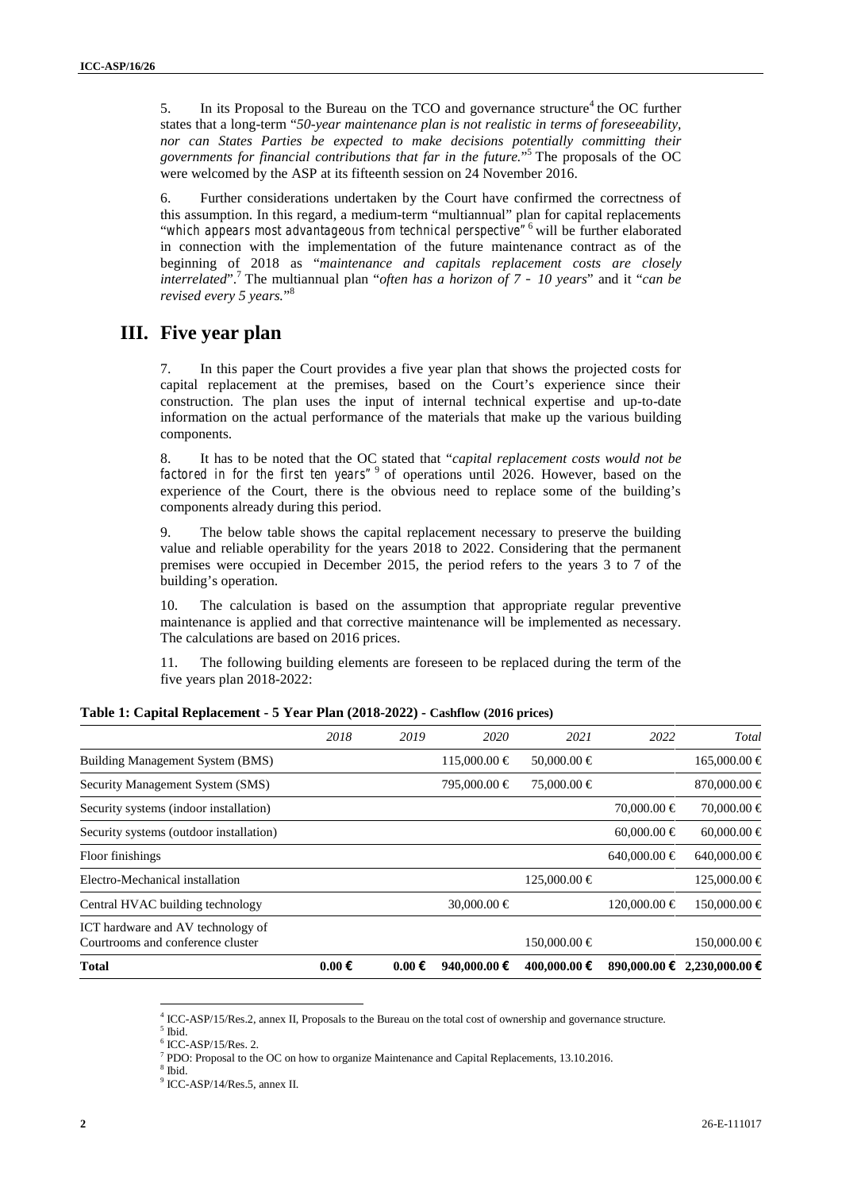5. In its Proposal to the Bureau on the TCO and governance structure[4] the OC further states that a long-term "*50-year maintenance plan is not realistic in terms of foreseeability, nor can States Parties be expected to make decisions potentially committing their governments for financial contributions that far in the future.*"[5] The proposals of the OC were welcomed by the ASP at its fifteenth session on 24 November 2016.

6. Further considerations undertaken by the Court have confirmed the correctness of this assumption. In this regard, a medium-term "multiannual" plan for capital replacements "*which appears most advantageous from technical perspective*"[6] will be further elaborated in connection with the implementation of the future maintenance contract as of the beginning of 2018 as "*maintenance and capitals replacement costs are closely interrelated*".[7] The multiannual plan "*often has a horizon of 7 - 10 years*" and it "*can be revised every 5 years.*"[8]

## III. Five year plan

7. In this paper the Court provides a five year plan that shows the projected costs for capital replacement at the premises, based on the Court's experience since their construction. The plan uses the input of internal technical expertise and up-to-date information on the actual performance of the materials that make up the various building components.

8. It has to be noted that the OC stated that "*capital replacement costs would not be factored in for the first ten years*"[9] of operations until 2026. However, based on the experience of the Court, there is the obvious need to replace some of the building's components already during this period.

9. The below table shows the capital replacement necessary to preserve the building value and reliable operability for the years 2018 to 2022. Considering that the permanent premises were occupied in December 2015, the period refers to the years 3 to 7 of the building's operation.

10. The calculation is based on the assumption that appropriate regular preventive maintenance is applied and that corrective maintenance will be implemented as necessary. The calculations are based on 2016 prices.

11. The following building elements are foreseen to be replaced during the term of the five years plan 2018-2022:

**Table 1: Capital Replacement - 5 Year Plan (2018-2022) - Cashflow (2016 prices)**

| | *2018* | *2019* | *2020* | *2021* | *2022* | *Total* |
|---|---|---|---|---|---|---|
| Building Management System (BMS) | | | 115,000.00 € | 50,000.00 € | | 165,000.00 € |
| Security Management System (SMS) | | | 795,000.00 € | 75,000.00 € | | 870,000.00 € |
| Security systems (indoor installation) | | | | | 70,000.00 € | 70,000.00 € |
| Security systems (outdoor installation) | | | | | 60,000.00 € | 60,000.00 € |
| Floor finishings | | | | | 640,000.00 € | 640,000.00 € |
| Electro-Mechanical installation | | | | 125,000.00 € | | 125,000.00 € |
| Central HVAC building technology | | | 30,000.00 € | | 120,000.00 € | 150,000.00 € |
| ICT hardware and AV technology of Courtrooms and conference cluster | | | | 150,000.00 € | | 150,000.00 € |
| **Total** | **0.00 €** | **0.00 €** | **940,000.00 €** | **400,000.00 €** | **890,000.00 €** | **2,230,000.00 €** |

---

[4] ICC-ASP/15/Res.2, annex II, Proposals to the Bureau on the total cost of ownership and governance structure.
[5] Ibid.
[6] ICC-ASP/15/Res. 2.
[7] PDO: Proposal to the OC on how to organize Maintenance and Capital Replacements, 13.10.2016.
[8] Ibid.
[9] ICC-ASP/14/Res.5, annex II.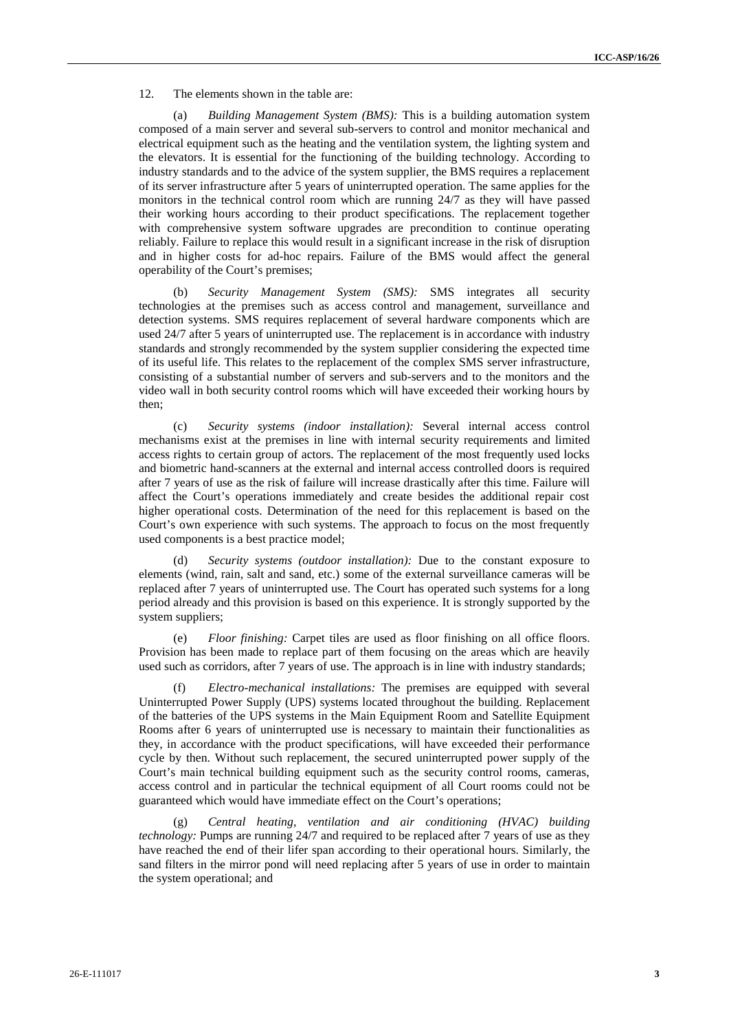12. The elements shown in the table are:

(a) *Building Management System (BMS):* This is a building automation system composed of a main server and several sub-servers to control and monitor mechanical and electrical equipment such as the heating and the ventilation system, the lighting system and the elevators. It is essential for the functioning of the building technology. According to industry standards and to the advice of the system supplier, the BMS requires a replacement of its server infrastructure after 5 years of uninterrupted operation. The same applies for the monitors in the technical control room which are running 24/7 as they will have passed their working hours according to their product specifications. The replacement together with comprehensive system software upgrades are precondition to continue operating reliably. Failure to replace this would result in a significant increase in the risk of disruption and in higher costs for ad-hoc repairs. Failure of the BMS would affect the general operability of the Court's premises;

(b) *Security Management System (SMS):* SMS integrates all security technologies at the premises such as access control and management, surveillance and detection systems. SMS requires replacement of several hardware components which are used 24/7 after 5 years of uninterrupted use. The replacement is in accordance with industry standards and strongly recommended by the system supplier considering the expected time of its useful life. This relates to the replacement of the complex SMS server infrastructure, consisting of a substantial number of servers and sub-servers and to the monitors and the video wall in both security control rooms which will have exceeded their working hours by then;

(c) *Security systems (indoor installation):* Several internal access control mechanisms exist at the premises in line with internal security requirements and limited access rights to certain group of actors. The replacement of the most frequently used locks and biometric hand-scanners at the external and internal access controlled doors is required after 7 years of use as the risk of failure will increase drastically after this time. Failure will affect the Court's operations immediately and create besides the additional repair cost higher operational costs. Determination of the need for this replacement is based on the Court's own experience with such systems. The approach to focus on the most frequently used components is a best practice model;

(d) *Security systems (outdoor installation):* Due to the constant exposure to elements (wind, rain, salt and sand, etc.) some of the external surveillance cameras will be replaced after 7 years of uninterrupted use. The Court has operated such systems for a long period already and this provision is based on this experience. It is strongly supported by the system suppliers;

(e) *Floor finishing:* Carpet tiles are used as floor finishing on all office floors. Provision has been made to replace part of them focusing on the areas which are heavily used such as corridors, after 7 years of use. The approach is in line with industry standards;

(f) *Electro-mechanical installations:* The premises are equipped with several Uninterrupted Power Supply (UPS) systems located throughout the building. Replacement of the batteries of the UPS systems in the Main Equipment Room and Satellite Equipment Rooms after 6 years of uninterrupted use is necessary to maintain their functionalities as they, in accordance with the product specifications, will have exceeded their performance cycle by then. Without such replacement, the secured uninterrupted power supply of the Court's main technical building equipment such as the security control rooms, cameras, access control and in particular the technical equipment of all Court rooms could not be guaranteed which would have immediate effect on the Court's operations;

(g) *Central heating, ventilation and air conditioning (HVAC) building technology:* Pumps are running 24/7 and required to be replaced after 7 years of use as they have reached the end of their lifer span according to their operational hours. Similarly, the sand filters in the mirror pond will need replacing after 5 years of use in order to maintain the system operational; and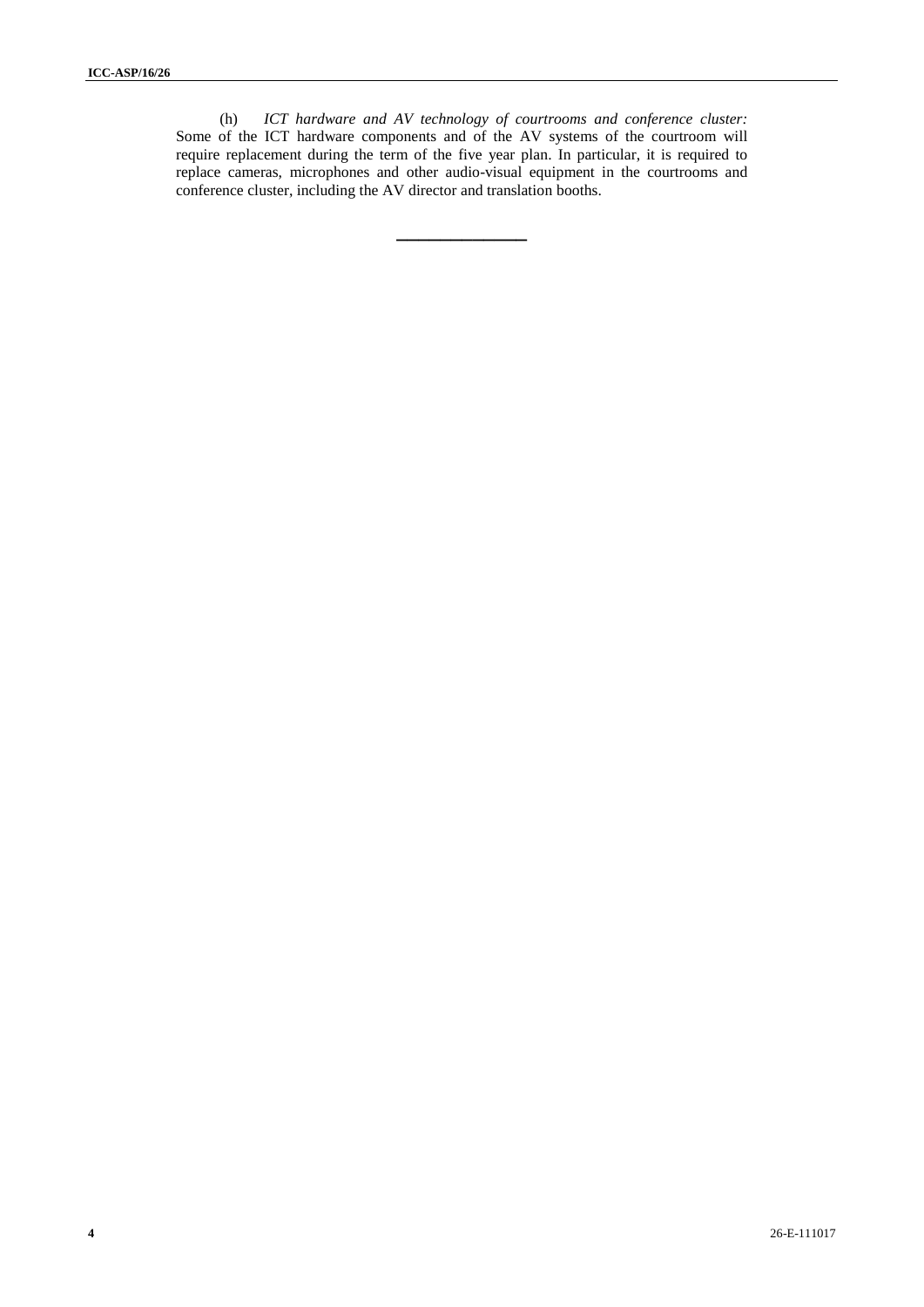(h) *ICT hardware and AV technology of courtrooms and conference cluster:* Some of the ICT hardware components and of the AV systems of the courtroom will require replacement during the term of the five year plan. In particular, it is required to replace cameras, microphones and other audio-visual equipment in the courtrooms and conference cluster, including the AV director and translation booths.

\_\_\_\_\_\_\_\_\_\_\_\_\_\_\_\_\_\_\_\_